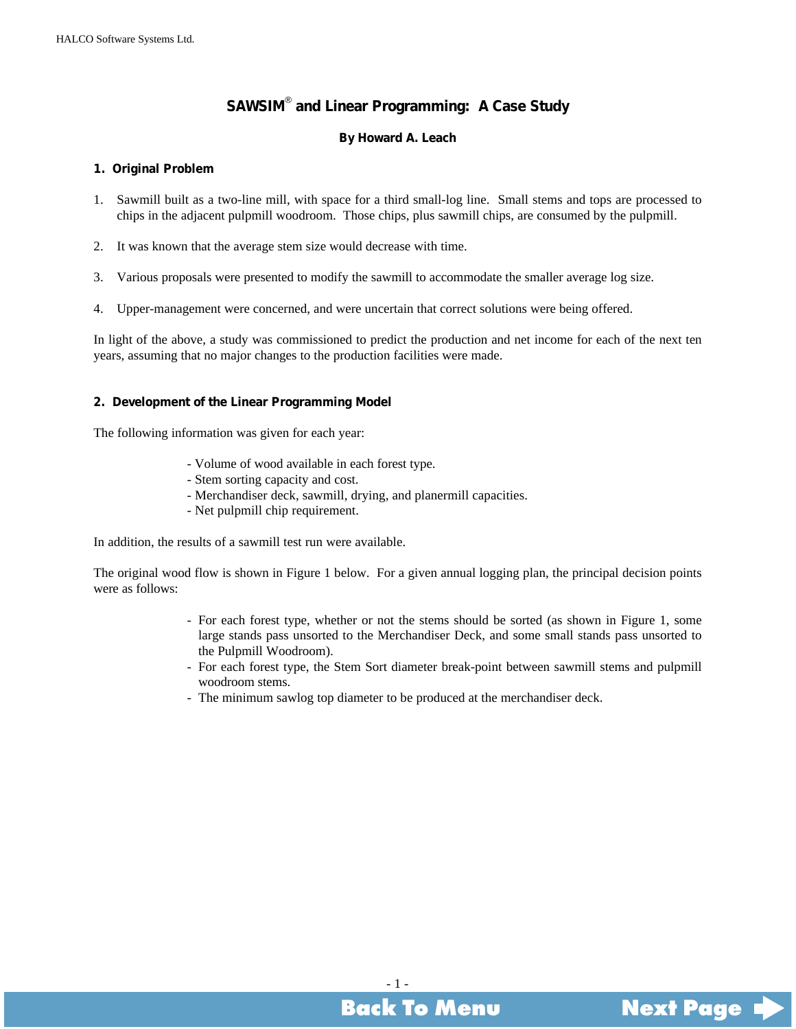# SAWSIM® and Linear Programming: A Case Study

**By Howard A. Leach**

## 1. Original Problem

1. Sawmill built as a two-line mill, with space for a third small-log line. Small stems and tops are processed to chips in the adjacent pulpmill woodroom. Those chips, plus sawmill chips, are consumed by the pulpmill.
2. It was known that the average stem size would decrease with time.
3. Various proposals were presented to modify the sawmill to accommodate the smaller average log size.
4. Upper-management were concerned, and were uncertain that correct solutions were being offered.

In light of the above, a study was commissioned to predict the production and net income for each of the next ten years, assuming that no major changes to the production facilities were made.

## 2. Development of the Linear Programming Model

The following information was given for each year:

- Volume of wood available in each forest type.
- Stem sorting capacity and cost.
- Merchandiser deck, sawmill, drying, and planermill capacities.
- Net pulpmill chip requirement.

In addition, the results of a sawmill test run were available.

The original wood flow is shown in Figure 1 below. For a given annual logging plan, the principal decision points were as follows:

- For each forest type, whether or not the stems should be sorted (as shown in Figure 1, some large stands pass unsorted to the Merchandiser Deck, and some small stands pass unsorted to the Pulpmill Woodroom).
- For each forest type, the Stem Sort diameter break-point between sawmill stems and pulpmill woodroom stems.
- The minimum sawlog top diameter to be produced at the merchandiser deck.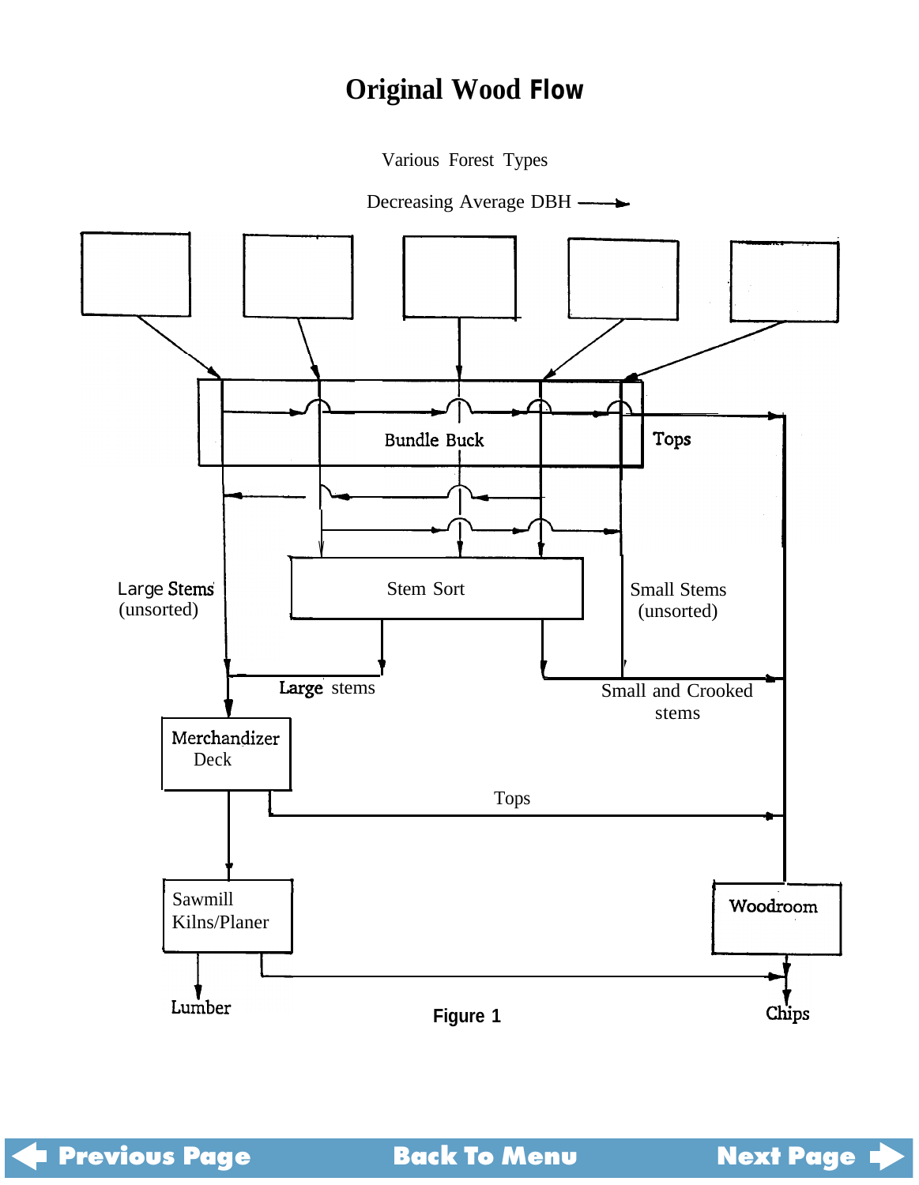# Original Wood Flow

Various Forest Types

Decreasing Average DBH ⟶

Bundle Buck

Tops

Large Stems (unsorted)

Stem Sort

Small Stems (unsorted)

Large stems

Small and Crooked stems

Merchandizer Deck

Tops

Sawmill Kilns/Planer

Woodroom

Lumber

Chips

**Figure 1**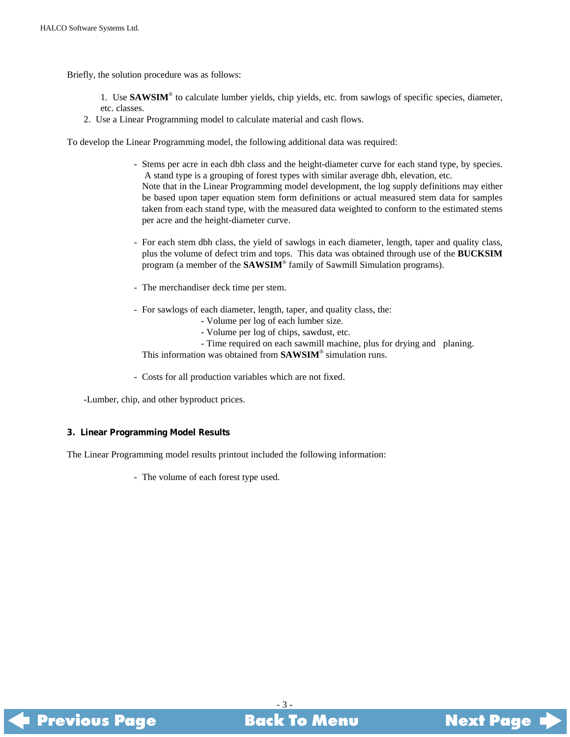Briefly, the solution procedure was as follows:

1. Use **SAWSIM**® to calculate lumber yields, chip yields, etc. from sawlogs of specific species, diameter, etc. classes.
2. Use a Linear Programming model to calculate material and cash flows.

To develop the Linear Programming model, the following additional data was required:

- Stems per acre in each dbh class and the height-diameter curve for each stand type, by species. A stand type is a grouping of forest types with similar average dbh, elevation, etc.
  Note that in the Linear Programming model development, the log supply definitions may either be based upon taper equation stem form definitions or actual measured stem data for samples taken from each stand type, with the measured data weighted to conform to the estimated stems per acre and the height-diameter curve.

- For each stem dbh class, the yield of sawlogs in each diameter, length, taper and quality class, plus the volume of defect trim and tops. This data was obtained through use of the **BUCKSIM** program (a member of the **SAWSIM**® family of Sawmill Simulation programs).

- The merchandiser deck time per stem.

- For sawlogs of each diameter, length, taper, and quality class, the:
  - Volume per log of each lumber size.
  - Volume per log of chips, sawdust, etc.
  - Time required on each sawmill machine, plus for drying and planing.

  This information was obtained from **SAWSIM**® simulation runs.

- Costs for all production variables which are not fixed.

- Lumber, chip, and other byproduct prices.

### 3. Linear Programming Model Results

The Linear Programming model results printout included the following information:

- The volume of each forest type used.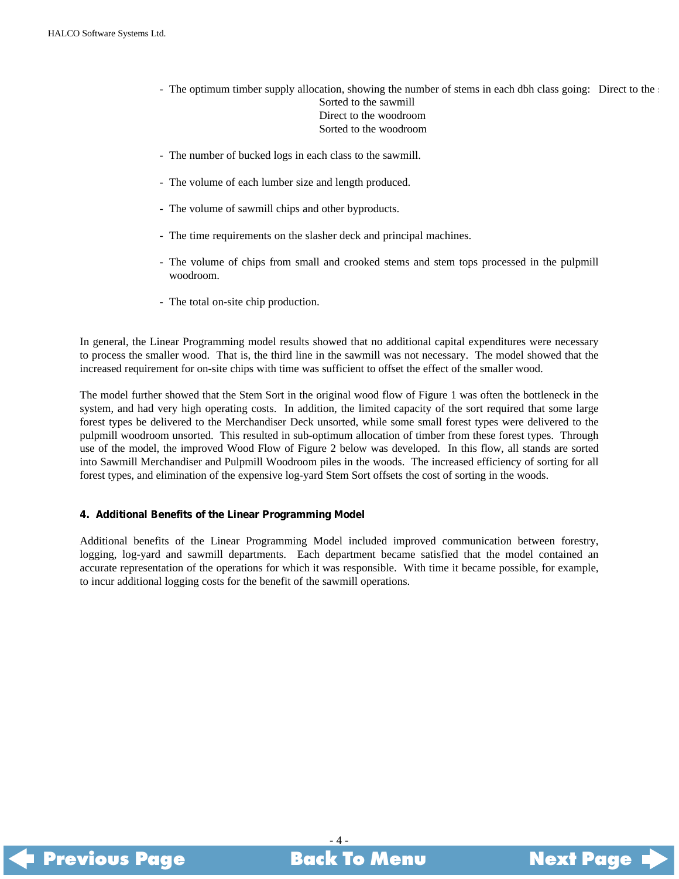- The optimum timber supply allocation, showing the number of stems in each dbh class going: Direct to the sawmill
  Sorted to the sawmill
  Direct to the woodroom
  Sorted to the woodroom

- The number of bucked logs in each class to the sawmill.

- The volume of each lumber size and length produced.

- The volume of sawmill chips and other byproducts.

- The time requirements on the slasher deck and principal machines.

- The volume of chips from small and crooked stems and stem tops processed in the pulpmill woodroom.

- The total on-site chip production.

In general, the Linear Programming model results showed that no additional capital expenditures were necessary to process the smaller wood. That is, the third line in the sawmill was not necessary. The model showed that the increased requirement for on-site chips with time was sufficient to offset the effect of the smaller wood.

The model further showed that the Stem Sort in the original wood flow of Figure 1 was often the bottleneck in the system, and had very high operating costs. In addition, the limited capacity of the sort required that some large forest types be delivered to the Merchandiser Deck unsorted, while some small forest types were delivered to the pulpmill woodroom unsorted. This resulted in sub-optimum allocation of timber from these forest types. Through use of the model, the improved Wood Flow of Figure 2 below was developed. In this flow, all stands are sorted into Sawmill Merchandiser and Pulpmill Woodroom piles in the woods. The increased efficiency of sorting for all forest types, and elimination of the expensive log-yard Stem Sort offsets the cost of sorting in the woods.

#### 4. Additional Benefits of the Linear Programming Model

Additional benefits of the Linear Programming Model included improved communication between forestry, logging, log-yard and sawmill departments. Each department became satisfied that the model contained an accurate representation of the operations for which it was responsible. With time it became possible, for example, to incur additional logging costs for the benefit of the sawmill operations.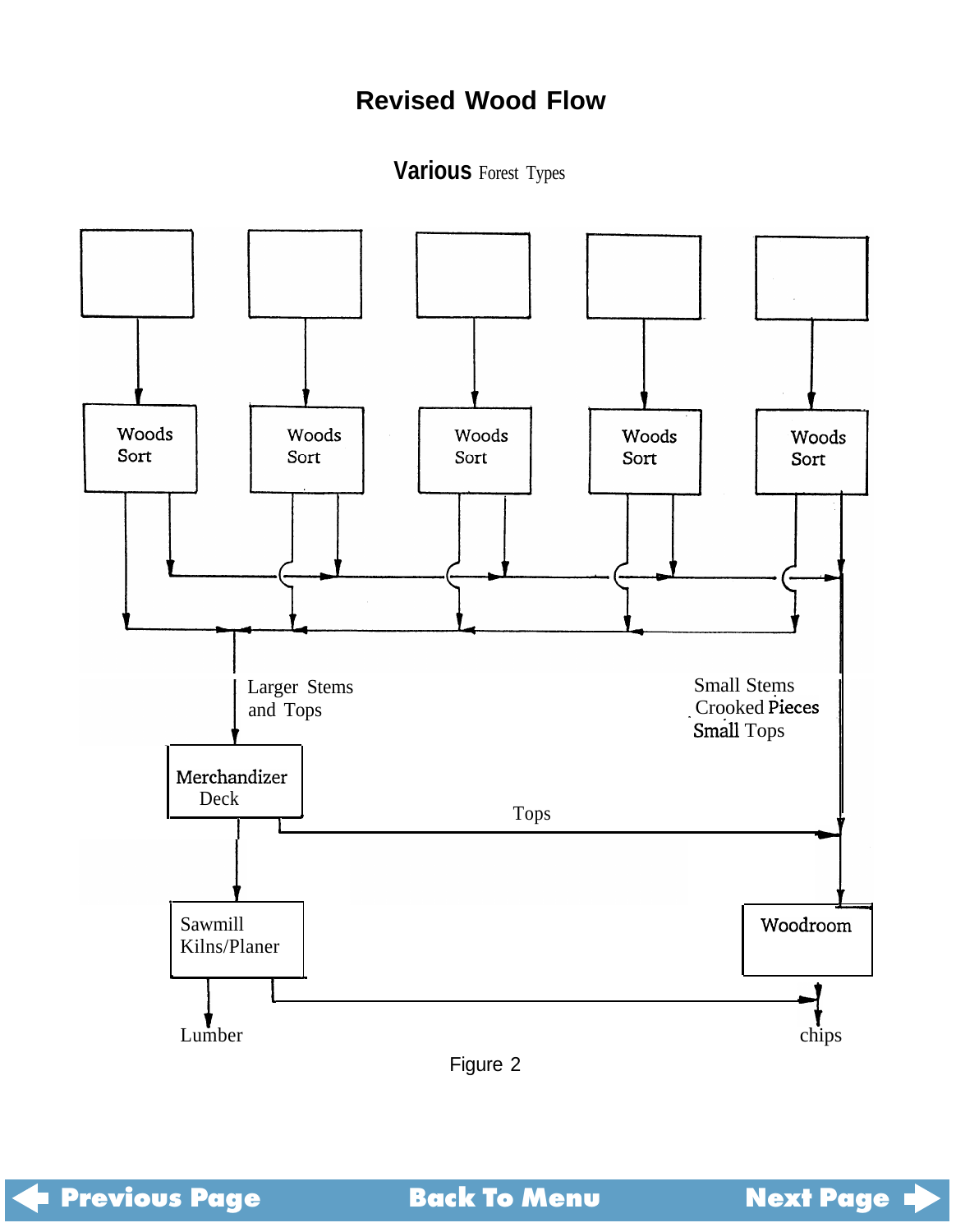## Revised Wood Flow

Various Forest Types

Woods Sort

Woods Sort

Woods Sort

Woods Sort

Woods Sort

Larger Stems and Tops

Small Stems Crooked Pieces Small Tops

Merchandizer Deck

Tops

Sawmill Kilns/Planer

Woodroom

Lumber

chips

Figure 2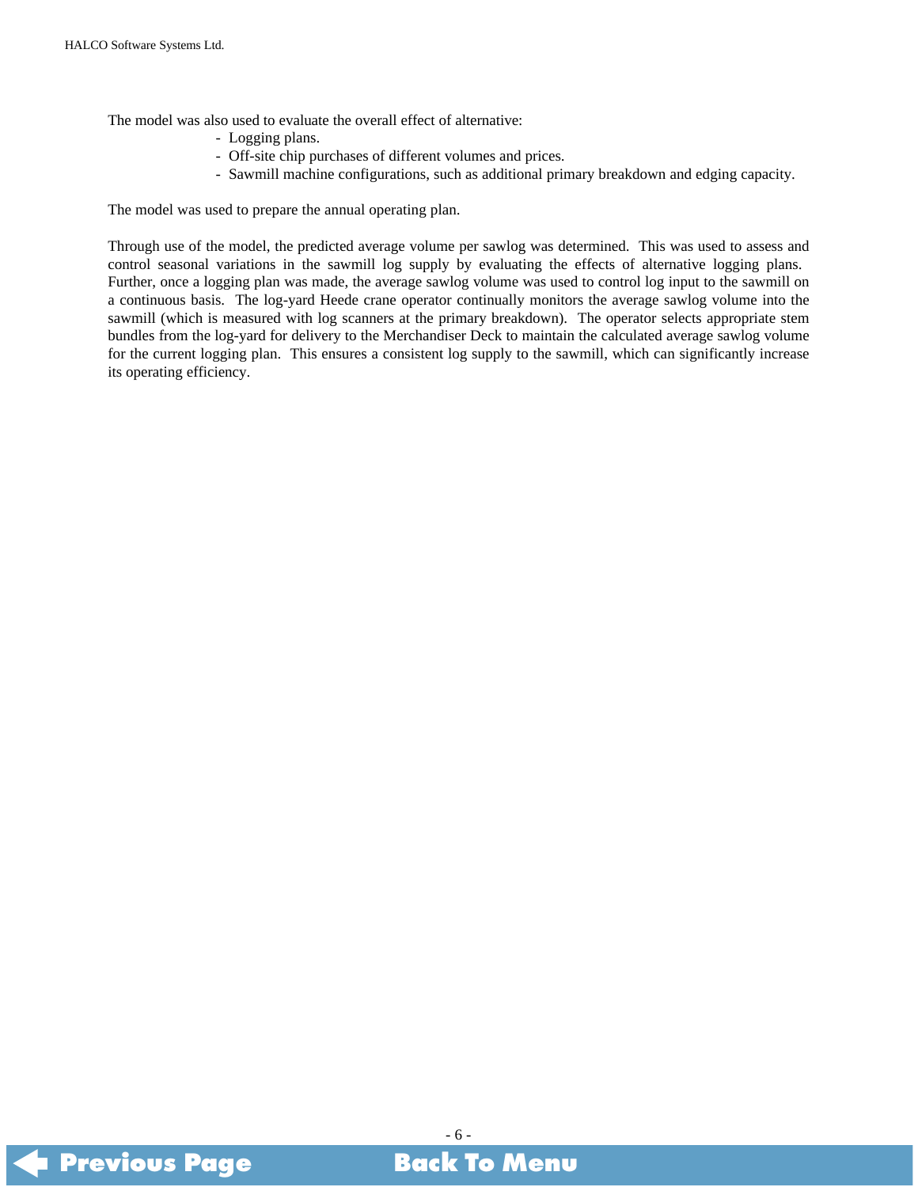The model was also used to evaluate the overall effect of alternative:

- Logging plans.
- Off-site chip purchases of different volumes and prices.
- Sawmill machine configurations, such as additional primary breakdown and edging capacity.

The model was used to prepare the annual operating plan.

Through use of the model, the predicted average volume per sawlog was determined. This was used to assess and control seasonal variations in the sawmill log supply by evaluating the effects of alternative logging plans. Further, once a logging plan was made, the average sawlog volume was used to control log input to the sawmill on a continuous basis. The log-yard Heede crane operator continually monitors the average sawlog volume into the sawmill (which is measured with log scanners at the primary breakdown). The operator selects appropriate stem bundles from the log-yard for delivery to the Merchandiser Deck to maintain the calculated average sawlog volume for the current logging plan. This ensures a consistent log supply to the sawmill, which can significantly increase its operating efficiency.